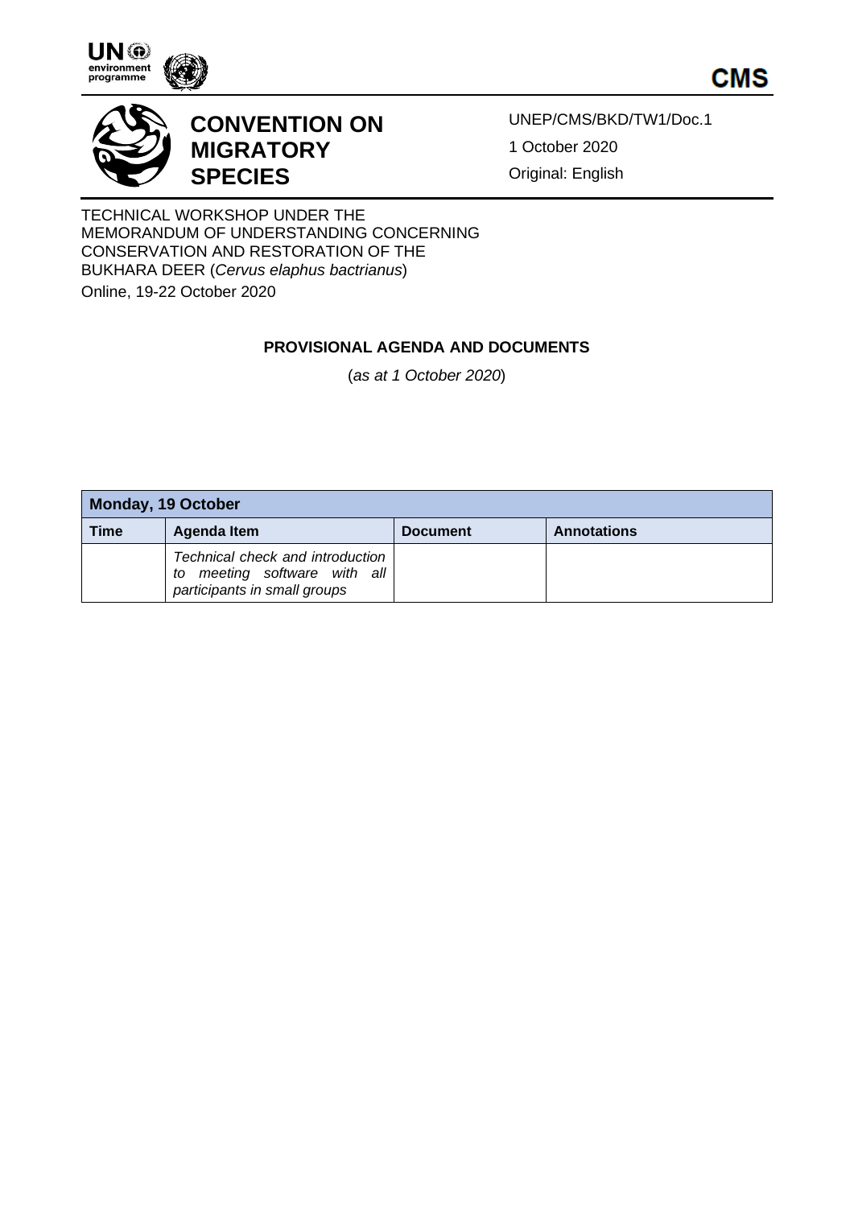# CONVENTION ON MIGRATORY SPECIES

UNEP/CMS/BKD/TW1/Doc.1

1 October 2020

Original: English

TECHNICAL WORKSHOP UNDER THE MEMORANDUM OF UNDERSTANDING CONCERNING CONSERVATION AND RESTORATION OF THE BUKHARA DEER (*Cervus elaphus bactrianus*)
Online, 19-22 October 2020

## PROVISIONAL AGENDA AND DOCUMENTS

(*as at 1 October 2020*)

| Monday, 19 October | | | |
|---|---|---|---|
| **Time** | **Agenda Item** | **Document** | **Annotations** |
| | *Technical check and introduction to meeting software with all participants in small groups* | | |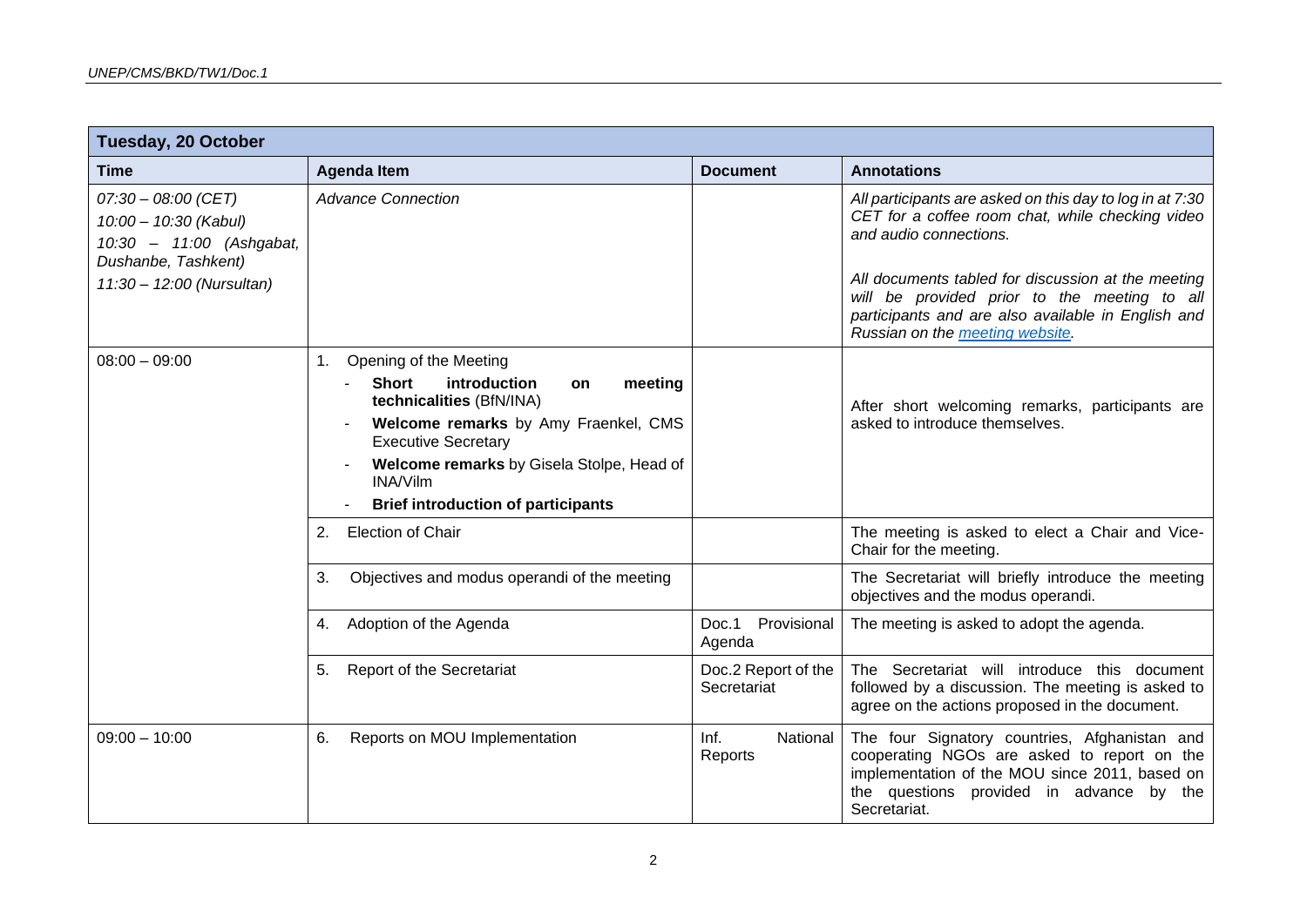| Tuesday, 20 October | | | |
|---|---|---|---|
| **Time** | **Agenda Item** | **Document** | **Annotations** |
| *07:30 – 08:00 (CET)*<br>*10:00 – 10:30 (Kabul)*<br>*10:30 – 11:00 (Ashgabat, Dushanbe, Tashkent)*<br>*11:30 – 12:00 (Nursultan)* | *Advance Connection* | | *All participants are asked on this day to log in at 7:30 CET for a coffee room chat, while checking video and audio connections.*<br><br>*All documents tabled for discussion at the meeting will be provided prior to the meeting to all participants and are also available in English and Russian on the [meeting website](meeting website).* |
| 08:00 – 09:00 | 1. Opening of the Meeting<br>- **Short introduction on meeting technicalities** (BfN/INA)<br>- **Welcome remarks** by Amy Fraenkel, CMS Executive Secretary<br>- **Welcome remarks** by Gisela Stolpe, Head of INA/Vilm<br>- **Brief introduction of participants** | | After short welcoming remarks, participants are asked to introduce themselves. |
| | 2. Election of Chair | | The meeting is asked to elect a Chair and Vice-Chair for the meeting. |
| | 3. Objectives and modus operandi of the meeting | | The Secretariat will briefly introduce the meeting objectives and the modus operandi. |
| | 4. Adoption of the Agenda | Doc.1 Provisional Agenda | The meeting is asked to adopt the agenda. |
| | 5. Report of the Secretariat | Doc.2 Report of the Secretariat | The Secretariat will introduce this document followed by a discussion. The meeting is asked to agree on the actions proposed in the document. |
| 09:00 – 10:00 | 6. Reports on MOU Implementation | Inf. National Reports | The four Signatory countries, Afghanistan and cooperating NGOs are asked to report on the implementation of the MOU since 2011, based on the questions provided in advance by the Secretariat. |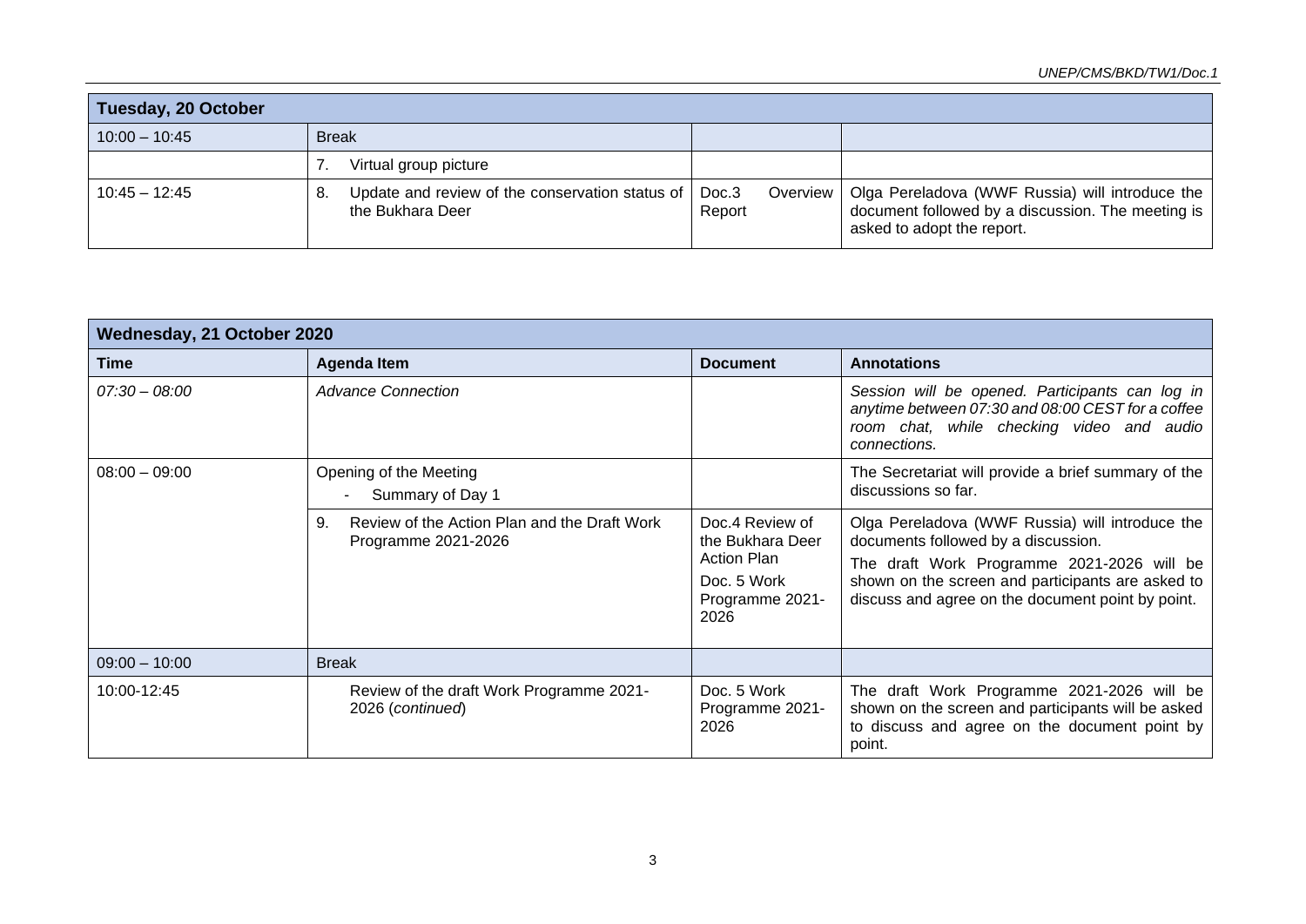| Tuesday, 20 October | | | |
|---|---|---|---|
| 10:00 – 10:45 | Break | | |
| | 7. Virtual group picture | | |
| 10:45 – 12:45 | 8. Update and review of the conservation status of the Bukhara Deer | Doc.3 Overview Report | Olga Pereladova (WWF Russia) will introduce the document followed by a discussion. The meeting is asked to adopt the report. |

| Wednesday, 21 October 2020 | | | |
|---|---|---|---|
| **Time** | **Agenda Item** | **Document** | **Annotations** |
| *07:30 – 08:00* | *Advance Connection* | | *Session will be opened. Participants can log in anytime between 07:30 and 08:00 CEST for a coffee room chat, while checking video and audio connections.* |
| 08:00 – 09:00 | Opening of the Meeting<br>- Summary of Day 1 | | The Secretariat will provide a brief summary of the discussions so far. |
| | 9. Review of the Action Plan and the Draft Work Programme 2021-2026 | Doc.4 Review of the Bukhara Deer Action Plan<br>Doc. 5 Work Programme 2021-2026 | Olga Pereladova (WWF Russia) will introduce the documents followed by a discussion.<br>The draft Work Programme 2021-2026 will be shown on the screen and participants are asked to discuss and agree on the document point by point. |
| 09:00 – 10:00 | Break | | |
| 10:00-12:45 | Review of the draft Work Programme 2021-2026 (*continued*) | Doc. 5 Work Programme 2021-2026 | The draft Work Programme 2021-2026 will be shown on the screen and participants will be asked to discuss and agree on the document point by point. |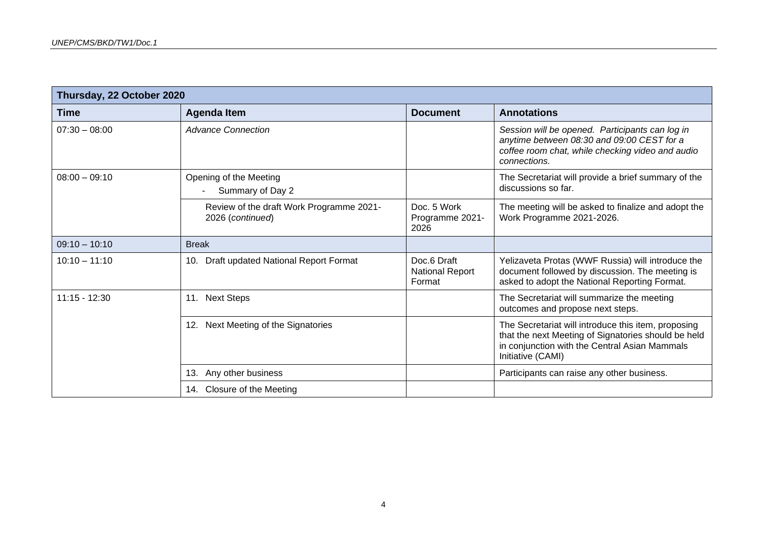| Thursday, 22 October 2020 | | | |
|---|---|---|---|
| **Time** | **Agenda Item** | **Document** | **Annotations** |
| 07:30 – 08:00 | *Advance Connection* | | *Session will be opened. Participants can log in anytime between 08:30 and 09:00 CEST for a coffee room chat, while checking video and audio connections.* |
| 08:00 – 09:10 | Opening of the Meeting<br>- Summary of Day 2 | | The Secretariat will provide a brief summary of the discussions so far. |
| | Review of the draft Work Programme 2021-2026 (*continued*) | Doc. 5 Work Programme 2021-2026 | The meeting will be asked to finalize and adopt the Work Programme 2021-2026. |
| 09:10 – 10:10 | Break | | |
| 10:10 – 11:10 | 10. Draft updated National Report Format | Doc.6 Draft National Report Format | Yelizaveta Protas (WWF Russia) will introduce the document followed by discussion. The meeting is asked to adopt the National Reporting Format. |
| 11:15 - 12:30 | 11. Next Steps | | The Secretariat will summarize the meeting outcomes and propose next steps. |
| | 12. Next Meeting of the Signatories | | The Secretariat will introduce this item, proposing that the next Meeting of Signatories should be held in conjunction with the Central Asian Mammals Initiative (CAMI) |
| | 13. Any other business | | Participants can raise any other business. |
| | 14. Closure of the Meeting | | |